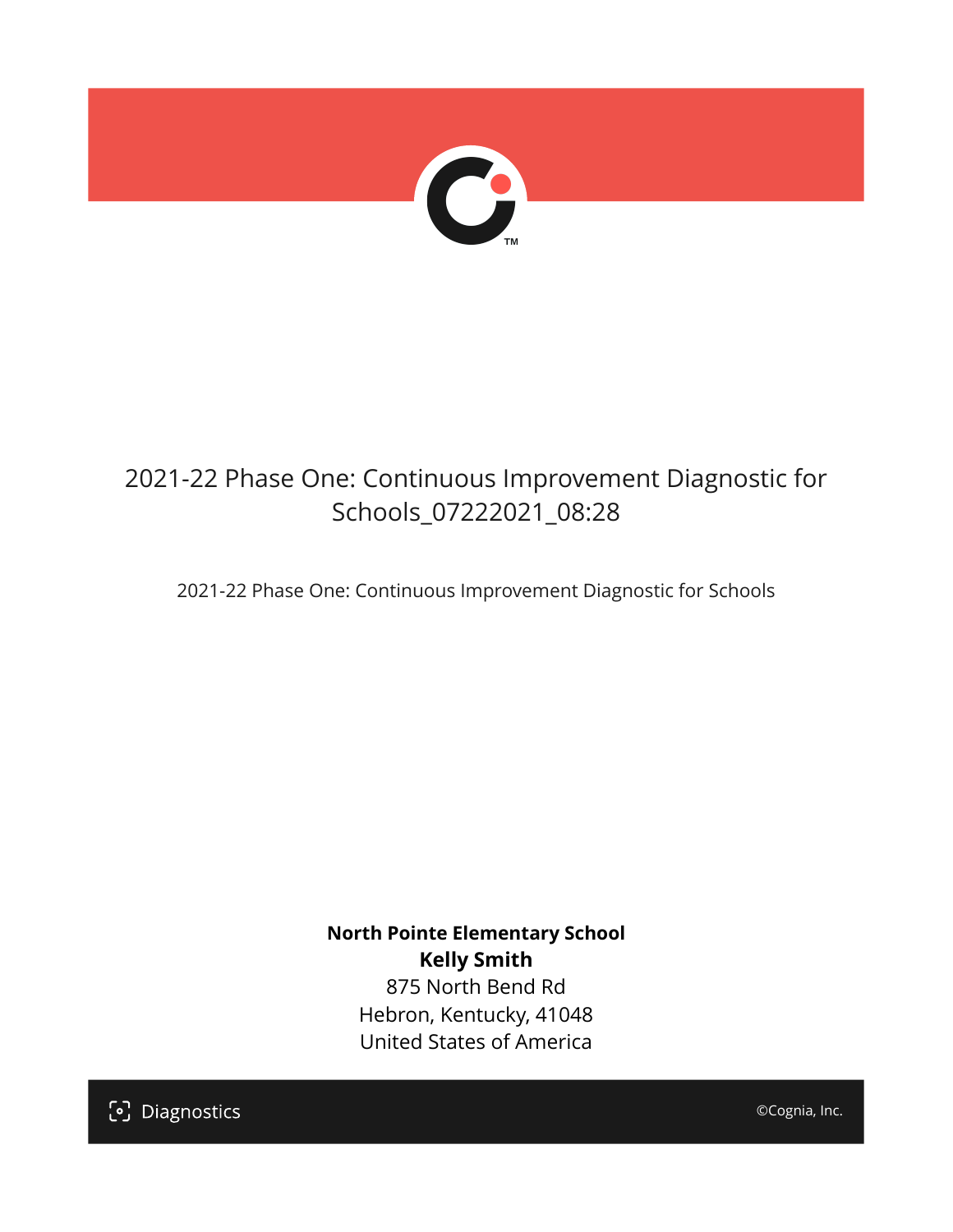# 2021-22 Phase One: Continuous Improvement Diagnostic for Schools_07222021_08:28

2021-22 Phase One: Continuous Improvement Diagnostic for Schools

**North Pointe Elementary School**
**Kelly Smith**
875 North Bend Rd
Hebron, Kentucky, 41048
United States of America

Diagnostics

©Cognia, Inc.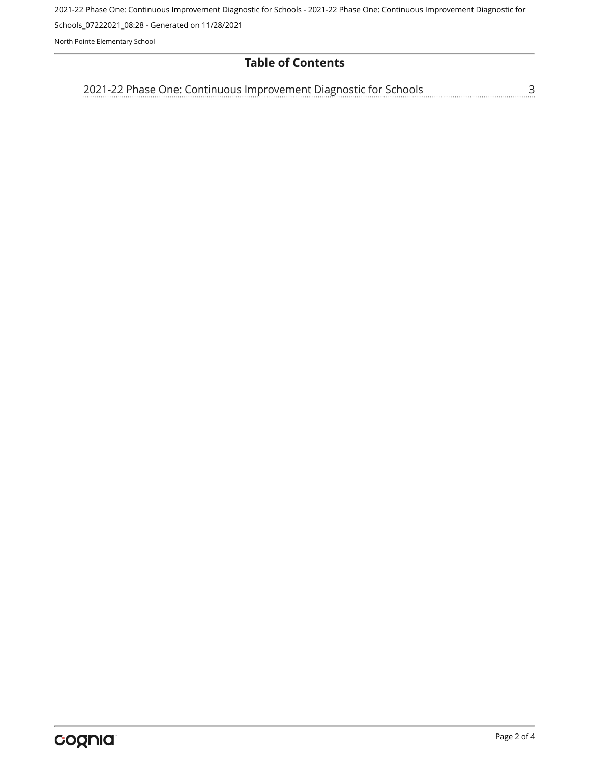## Table of Contents

2021-22 Phase One: Continuous Improvement Diagnostic for Schools ........ 3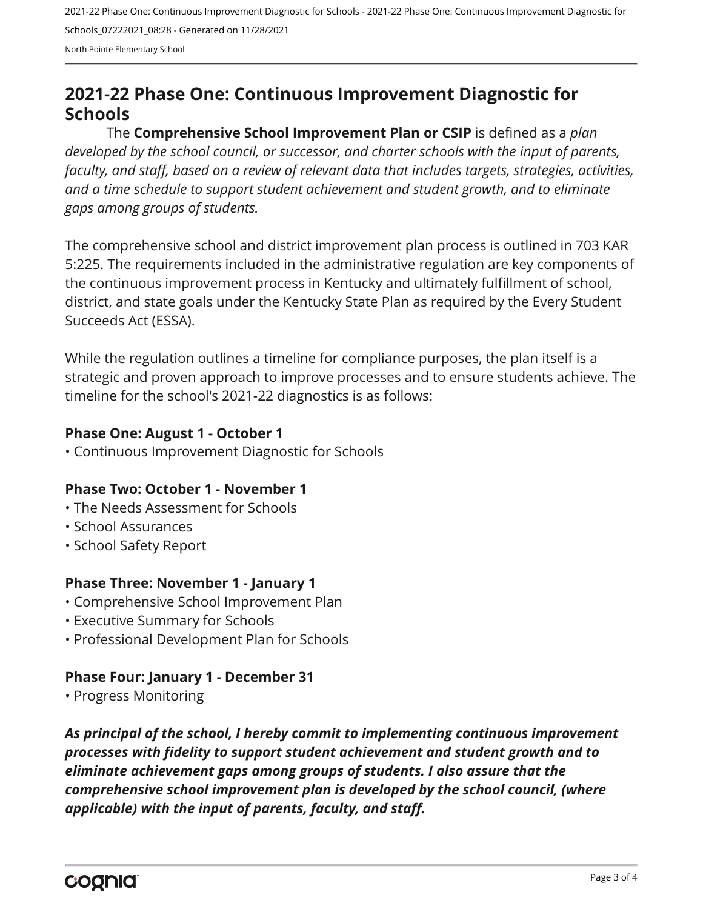## 2021-22 Phase One: Continuous Improvement Diagnostic for Schools

The **Comprehensive School Improvement Plan or CSIP** is defined as a *plan developed by the school council, or successor, and charter schools with the input of parents, faculty, and staff, based on a review of relevant data that includes targets, strategies, activities, and a time schedule to support student achievement and student growth, and to eliminate gaps among groups of students.*

The comprehensive school and district improvement plan process is outlined in 703 KAR 5:225. The requirements included in the administrative regulation are key components of the continuous improvement process in Kentucky and ultimately fulfillment of school, district, and state goals under the Kentucky State Plan as required by the Every Student Succeeds Act (ESSA).

While the regulation outlines a timeline for compliance purposes, the plan itself is a strategic and proven approach to improve processes and to ensure students achieve. The timeline for the school's 2021-22 diagnostics is as follows:

**Phase One: August 1 - October 1**

- Continuous Improvement Diagnostic for Schools

**Phase Two: October 1 - November 1**

- The Needs Assessment for Schools
- School Assurances
- School Safety Report

**Phase Three: November 1 - January 1**

- Comprehensive School Improvement Plan
- Executive Summary for Schools
- Professional Development Plan for Schools

**Phase Four: January 1 - December 31**

- Progress Monitoring

***As principal of the school, I hereby commit to implementing continuous improvement processes with fidelity to support student achievement and student growth and to eliminate achievement gaps among groups of students. I also assure that the comprehensive school improvement plan is developed by the school council, (where applicable) with the input of parents, faculty, and staff.***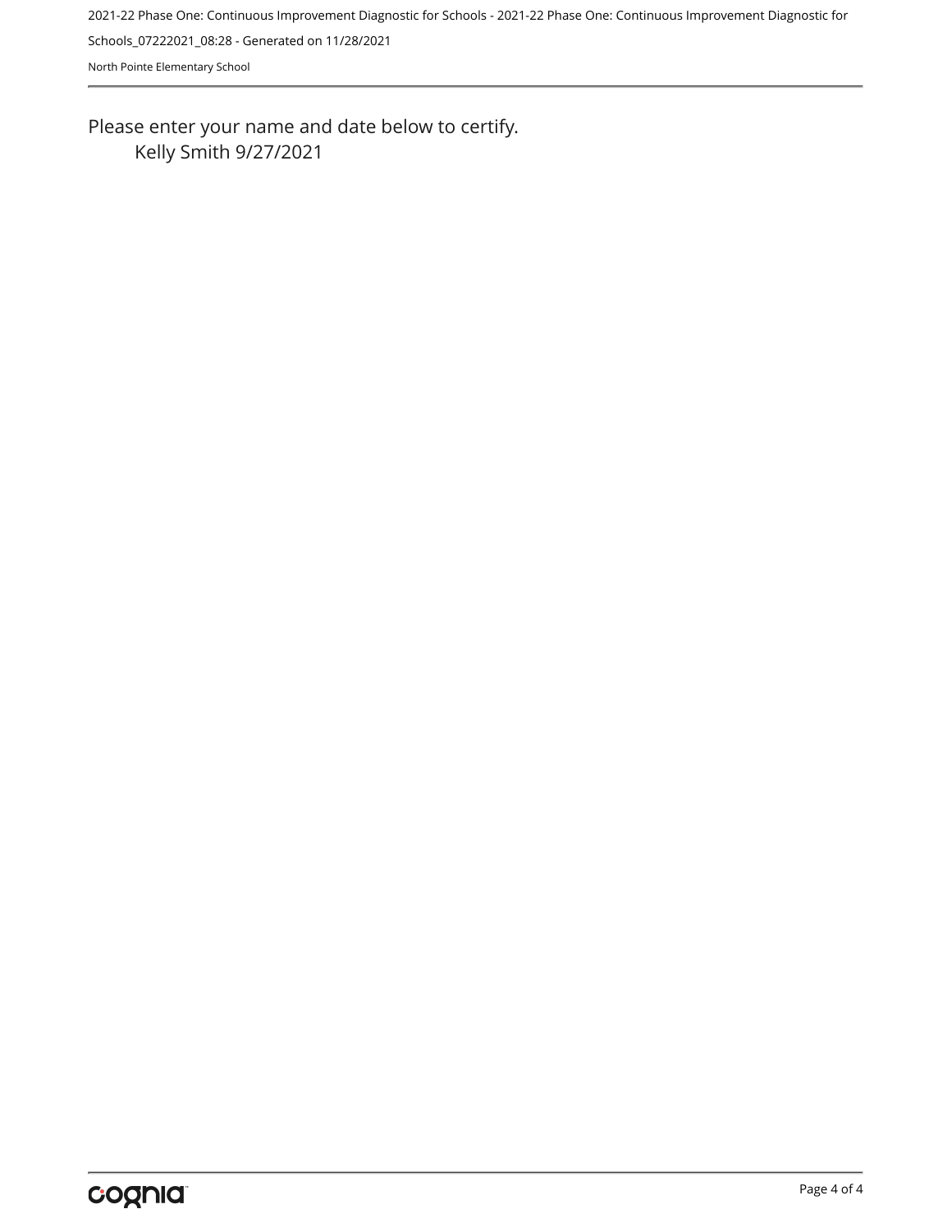Please enter your name and date below to certify.

Kelly Smith 9/27/2021